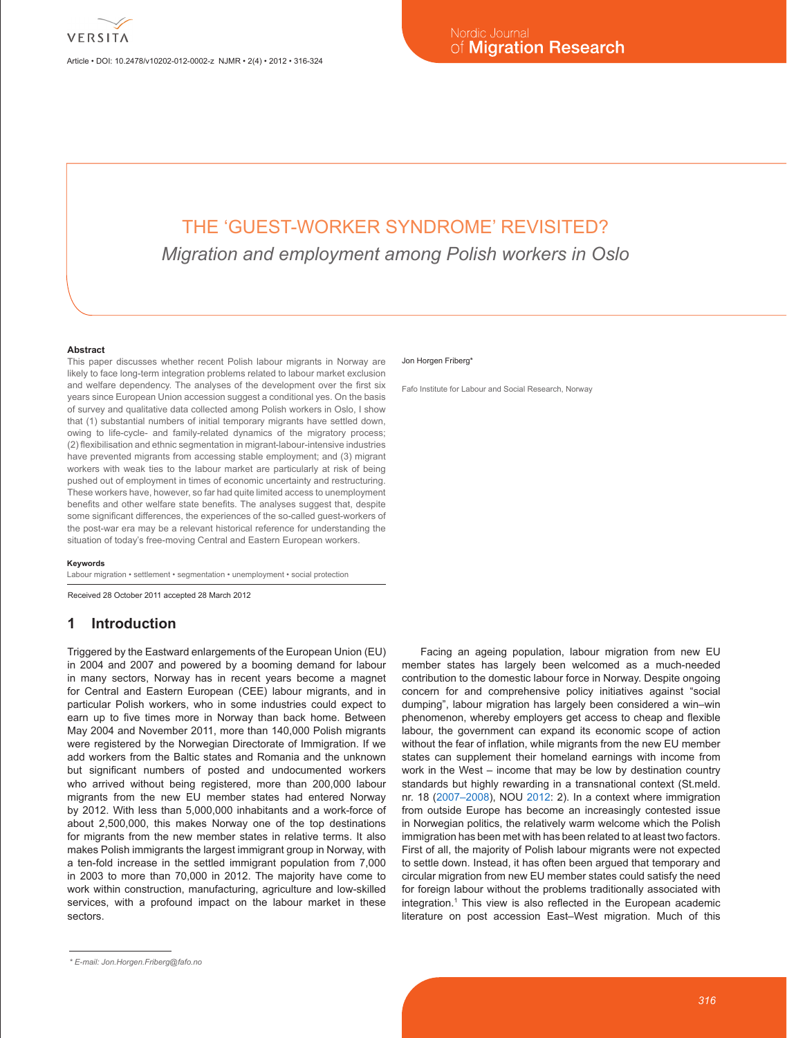# THE 'GUEST-WORKER SYNDROME' REVISITED?

*Migration and employment among Polish workers in Oslo*

Jon Horgen Friberg*

Fafo Institute for Labour and Social Research, Norway

**Abstract**

This paper discusses whether recent Polish labour migrants in Norway are likely to face long-term integration problems related to labour market exclusion and welfare dependency. The analyses of the development over the first six years since European Union accession suggest a conditional yes. On the basis of survey and qualitative data collected among Polish workers in Oslo, I show that (1) substantial numbers of initial temporary migrants have settled down, owing to life-cycle- and family-related dynamics of the migratory process; (2) flexibilisation and ethnic segmentation in migrant-labour-intensive industries have prevented migrants from accessing stable employment; and (3) migrant workers with weak ties to the labour market are particularly at risk of being pushed out of employment in times of economic uncertainty and restructuring. These workers have, however, so far had quite limited access to unemployment benefits and other welfare state benefits. The analyses suggest that, despite some significant differences, the experiences of the so-called guest-workers of the post-war era may be a relevant historical reference for understanding the situation of today's free-moving Central and Eastern European workers.

**Keywords**

Labour migration • settlement • segmentation • unemployment • social protection

Received 28 October 2011 accepted 28 March 2012

## 1 Introduction

Triggered by the Eastward enlargements of the European Union (EU) in 2004 and 2007 and powered by a booming demand for labour in many sectors, Norway has in recent years become a magnet for Central and Eastern European (CEE) labour migrants, and in particular Polish workers, who in some industries could expect to earn up to five times more in Norway than back home. Between May 2004 and November 2011, more than 140,000 Polish migrants were registered by the Norwegian Directorate of Immigration. If we add workers from the Baltic states and Romania and the unknown but significant numbers of posted and undocumented workers who arrived without being registered, more than 200,000 labour migrants from the new EU member states had entered Norway by 2012. With less than 5,000,000 inhabitants and a work-force of about 2,500,000, this makes Norway one of the top destinations for migrants from the new member states in relative terms. It also makes Polish immigrants the largest immigrant group in Norway, with a ten-fold increase in the settled immigrant population from 7,000 in 2003 to more than 70,000 in 2012. The majority have come to work within construction, manufacturing, agriculture and low-skilled services, with a profound impact on the labour market in these sectors.

Facing an ageing population, labour migration from new EU member states has largely been welcomed as a much-needed contribution to the domestic labour force in Norway. Despite ongoing concern for and comprehensive policy initiatives against "social dumping", labour migration has largely been considered a win–win phenomenon, whereby employers get access to cheap and flexible labour, the government can expand its economic scope of action without the fear of inflation, while migrants from the new EU member states can supplement their homeland earnings with income from work in the West – income that may be low by destination country standards but highly rewarding in a transnational context (St.meld. nr. 18 (2007–2008), NOU 2012: 2). In a context where immigration from outside Europe has become an increasingly contested issue in Norwegian politics, the relatively warm welcome which the Polish immigration has been met with has been related to at least two factors. First of all, the majority of Polish labour migrants were not expected to settle down. Instead, it has often been argued that temporary and circular migration from new EU member states could satisfy the need for foreign labour without the problems traditionally associated with integration.[1] This view is also reflected in the European academic literature on post accession East–West migration. Much of this

* E-mail: Jon.Horgen.Friberg@fafo.no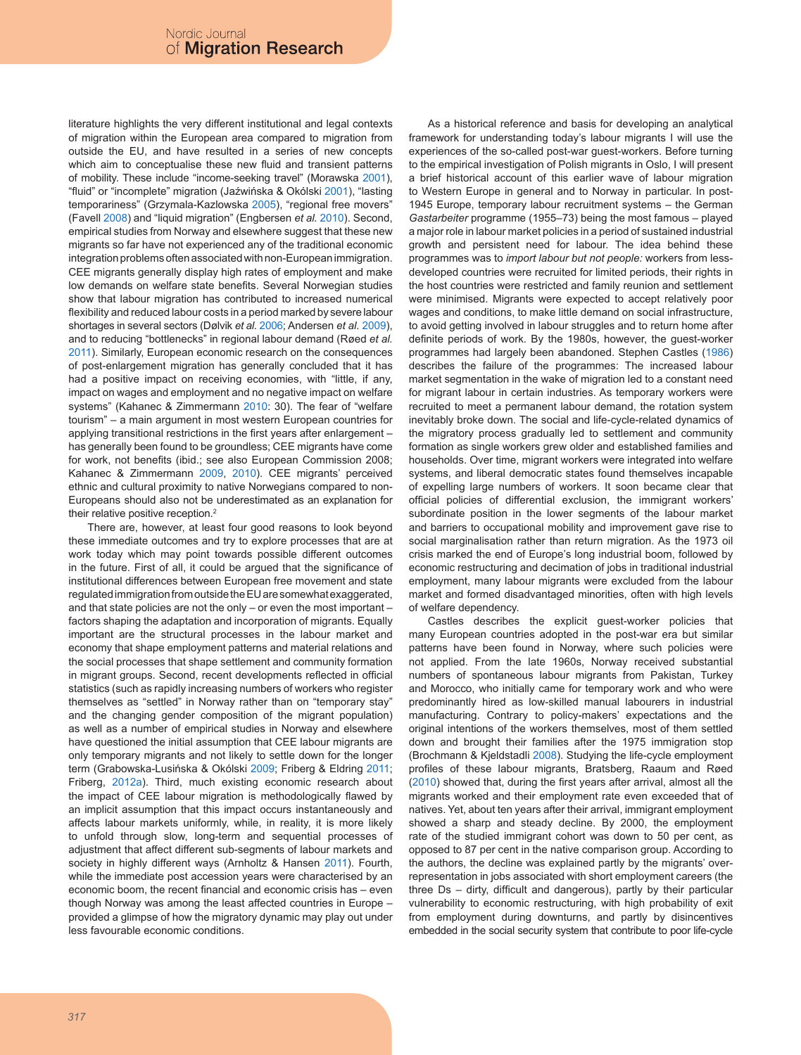literature highlights the very different institutional and legal contexts of migration within the European area compared to migration from outside the EU, and have resulted in a series of new concepts which aim to conceptualise these new fluid and transient patterns of mobility. These include "income-seeking travel" (Morawska 2001), "fluid" or "incomplete" migration (Jaźwińska & Okólski 2001), "lasting temporariness" (Grzymala-Kazlowska 2005), "regional free movers" (Favell 2008) and "liquid migration" (Engbersen *et al.* 2010). Second, empirical studies from Norway and elsewhere suggest that these new migrants so far have not experienced any of the traditional economic integration problems often associated with non-European immigration. CEE migrants generally display high rates of employment and make low demands on welfare state benefits. Several Norwegian studies show that labour migration has contributed to increased numerical flexibility and reduced labour costs in a period marked by severe labour shortages in several sectors (Dølvik *et al.* 2006; Andersen *et al.* 2009), and to reducing "bottlenecks" in regional labour demand (Røed *et al.* 2011). Similarly, European economic research on the consequences of post-enlargement migration has generally concluded that it has had a positive impact on receiving economies, with "little, if any, impact on wages and employment and no negative impact on welfare systems" (Kahanec & Zimmermann 2010: 30). The fear of "welfare tourism" – a main argument in most western European countries for applying transitional restrictions in the first years after enlargement – has generally been found to be groundless; CEE migrants have come for work, not benefits (ibid.; see also European Commission 2008; Kahanec & Zimmermann 2009, 2010). CEE migrants' perceived ethnic and cultural proximity to native Norwegians compared to non-Europeans should also not be underestimated as an explanation for their relative positive reception.[2]

There are, however, at least four good reasons to look beyond these immediate outcomes and try to explore processes that are at work today which may point towards possible different outcomes in the future. First of all, it could be argued that the significance of institutional differences between European free movement and state regulated immigration from outside the EU are somewhat exaggerated, and that state policies are not the only – or even the most important – factors shaping the adaptation and incorporation of migrants. Equally important are the structural processes in the labour market and economy that shape employment patterns and material relations and the social processes that shape settlement and community formation in migrant groups. Second, recent developments reflected in official statistics (such as rapidly increasing numbers of workers who register themselves as "settled" in Norway rather than on "temporary stay" and the changing gender composition of the migrant population) as well as a number of empirical studies in Norway and elsewhere have questioned the initial assumption that CEE labour migrants are only temporary migrants and not likely to settle down for the longer term (Grabowska-Lusińska & Okólski 2009; Friberg & Eldring 2011; Friberg, 2012a). Third, much existing economic research about the impact of CEE labour migration is methodologically flawed by an implicit assumption that this impact occurs instantaneously and affects labour markets uniformly, while, in reality, it is more likely to unfold through slow, long-term and sequential processes of adjustment that affect different sub-segments of labour markets and society in highly different ways (Arnholtz & Hansen 2011). Fourth, while the immediate post accession years were characterised by an economic boom, the recent financial and economic crisis has – even though Norway was among the least affected countries in Europe – provided a glimpse of how the migratory dynamic may play out under less favourable economic conditions.

As a historical reference and basis for developing an analytical framework for understanding today's labour migrants I will use the experiences of the so-called post-war guest-workers. Before turning to the empirical investigation of Polish migrants in Oslo, I will present a brief historical account of this earlier wave of labour migration to Western Europe in general and to Norway in particular. In post-1945 Europe, temporary labour recruitment systems – the German *Gastarbeiter* programme (1955–73) being the most famous – played a major role in labour market policies in a period of sustained industrial growth and persistent need for labour. The idea behind these programmes was to *import labour but not people:* workers from less-developed countries were recruited for limited periods, their rights in the host countries were restricted and family reunion and settlement were minimised. Migrants were expected to accept relatively poor wages and conditions, to make little demand on social infrastructure, to avoid getting involved in labour struggles and to return home after definite periods of work. By the 1980s, however, the guest-worker programmes had largely been abandoned. Stephen Castles (1986) describes the failure of the programmes: The increased labour market segmentation in the wake of migration led to a constant need for migrant labour in certain industries. As temporary workers were recruited to meet a permanent labour demand, the rotation system inevitably broke down. The social and life-cycle-related dynamics of the migratory process gradually led to settlement and community formation as single workers grew older and established families and households. Over time, migrant workers were integrated into welfare systems, and liberal democratic states found themselves incapable of expelling large numbers of workers. It soon became clear that official policies of differential exclusion, the immigrant workers' subordinate position in the lower segments of the labour market and barriers to occupational mobility and improvement gave rise to social marginalisation rather than return migration. As the 1973 oil crisis marked the end of Europe's long industrial boom, followed by economic restructuring and decimation of jobs in traditional industrial employment, many labour migrants were excluded from the labour market and formed disadvantaged minorities, often with high levels of welfare dependency.

Castles describes the explicit guest-worker policies that many European countries adopted in the post-war era but similar patterns have been found in Norway, where such policies were not applied. From the late 1960s, Norway received substantial numbers of spontaneous labour migrants from Pakistan, Turkey and Morocco, who initially came for temporary work and who were predominantly hired as low-skilled manual labourers in industrial manufacturing. Contrary to policy-makers' expectations and the original intentions of the workers themselves, most of them settled down and brought their families after the 1975 immigration stop (Brochmann & Kjeldstadli 2008). Studying the life-cycle employment profiles of these labour migrants, Bratsberg, Raaum and Røed (2010) showed that, during the first years after arrival, almost all the migrants worked and their employment rate even exceeded that of natives. Yet, about ten years after their arrival, immigrant employment showed a sharp and steady decline. By 2000, the employment rate of the studied immigrant cohort was down to 50 per cent, as opposed to 87 per cent in the native comparison group. According to the authors, the decline was explained partly by the migrants' over-representation in jobs associated with short employment careers (the three Ds – dirty, difficult and dangerous), partly by their particular vulnerability to economic restructuring, with high probability of exit from employment during downturns, and partly by disincentives embedded in the social security system that contribute to poor life-cycle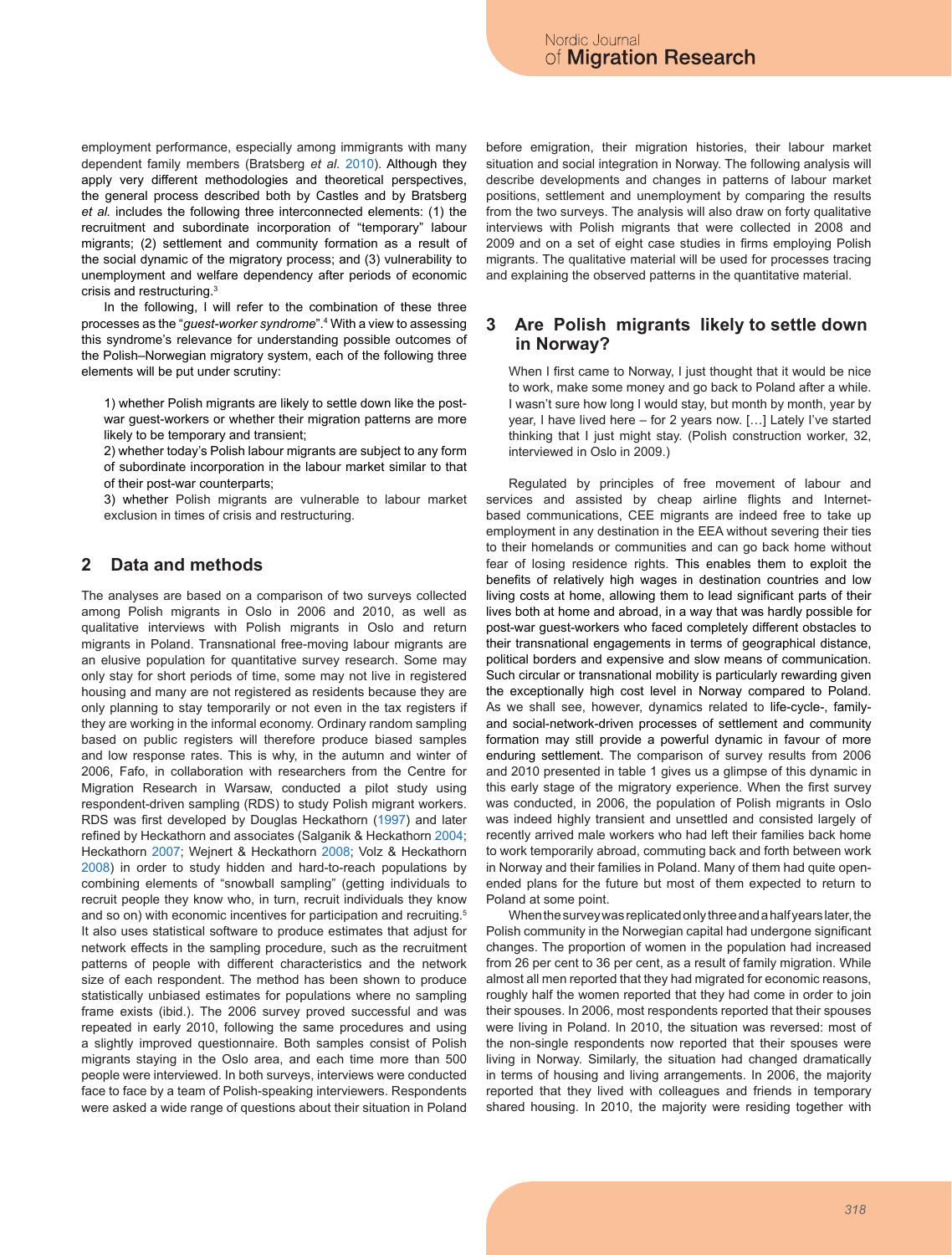employment performance, especially among immigrants with many dependent family members (Bratsberg *et al.* 2010). Although they apply very different methodologies and theoretical perspectives, the general process described both by Castles and by Bratsberg *et al.* includes the following three interconnected elements: (1) the recruitment and subordinate incorporation of "temporary" labour migrants; (2) settlement and community formation as a result of the social dynamic of the migratory process; and (3) vulnerability to unemployment and welfare dependency after periods of economic crisis and restructuring.[3]

In the following, I will refer to the combination of these three processes as the "*guest-worker syndrome*".[4] With a view to assessing this syndrome's relevance for understanding possible outcomes of the Polish–Norwegian migratory system, each of the following three elements will be put under scrutiny:

1) whether Polish migrants are likely to settle down like the post-war guest-workers or whether their migration patterns are more likely to be temporary and transient;

2) whether today's Polish labour migrants are subject to any form of subordinate incorporation in the labour market similar to that of their post-war counterparts;

3) whether Polish migrants are vulnerable to labour market exclusion in times of crisis and restructuring.

## 2 Data and methods

The analyses are based on a comparison of two surveys collected among Polish migrants in Oslo in 2006 and 2010, as well as qualitative interviews with Polish migrants in Oslo and return migrants in Poland. Transnational free-moving labour migrants are an elusive population for quantitative survey research. Some may only stay for short periods of time, some may not live in registered housing and many are not registered as residents because they are only planning to stay temporarily or not even in the tax registers if they are working in the informal economy. Ordinary random sampling based on public registers will therefore produce biased samples and low response rates. This is why, in the autumn and winter of 2006, Fafo, in collaboration with researchers from the Centre for Migration Research in Warsaw, conducted a pilot study using respondent-driven sampling (RDS) to study Polish migrant workers. RDS was first developed by Douglas Heckathorn (1997) and later refined by Heckathorn and associates (Salganik & Heckathorn 2004; Heckathorn 2007; Wejnert & Heckathorn 2008; Volz & Heckathorn 2008) in order to study hidden and hard-to-reach populations by combining elements of "snowball sampling" (getting individuals to recruit people they know who, in turn, recruit individuals they know and so on) with economic incentives for participation and recruiting.[5] It also uses statistical software to produce estimates that adjust for network effects in the sampling procedure, such as the recruitment patterns of people with different characteristics and the network size of each respondent. The method has been shown to produce statistically unbiased estimates for populations where no sampling frame exists (ibid.). The 2006 survey proved successful and was repeated in early 2010, following the same procedures and using a slightly improved questionnaire. Both samples consist of Polish migrants staying in the Oslo area, and each time more than 500 people were interviewed. In both surveys, interviews were conducted face to face by a team of Polish-speaking interviewers. Respondents were asked a wide range of questions about their situation in Poland before emigration, their migration histories, their labour market situation and social integration in Norway. The following analysis will describe developments and changes in patterns of labour market positions, settlement and unemployment by comparing the results from the two surveys. The analysis will also draw on forty qualitative interviews with Polish migrants that were collected in 2008 and 2009 and on a set of eight case studies in firms employing Polish migrants. The qualitative material will be used for processes tracing and explaining the observed patterns in the quantitative material.

## 3 Are Polish migrants likely to settle down in Norway?

> When I first came to Norway, I just thought that it would be nice to work, make some money and go back to Poland after a while. I wasn't sure how long I would stay, but month by month, year by year, I have lived here – for 2 years now. […] Lately I've started thinking that I just might stay. (Polish construction worker, 32, interviewed in Oslo in 2009.)

Regulated by principles of free movement of labour and services and assisted by cheap airline flights and Internet-based communications, CEE migrants are indeed free to take up employment in any destination in the EEA without severing their ties to their homelands or communities and can go back home without fear of losing residence rights. This enables them to exploit the benefits of relatively high wages in destination countries and low living costs at home, allowing them to lead significant parts of their lives both at home and abroad, in a way that was hardly possible for post-war guest-workers who faced completely different obstacles to their transnational engagements in terms of geographical distance, political borders and expensive and slow means of communication. Such circular or transnational mobility is particularly rewarding given the exceptionally high cost level in Norway compared to Poland. As we shall see, however, dynamics related to life-cycle-, family- and social-network-driven processes of settlement and community formation may still provide a powerful dynamic in favour of more enduring settlement. The comparison of survey results from 2006 and 2010 presented in table 1 gives us a glimpse of this dynamic in this early stage of the migratory experience. When the first survey was conducted, in 2006, the population of Polish migrants in Oslo was indeed highly transient and unsettled and consisted largely of recently arrived male workers who had left their families back home to work temporarily abroad, commuting back and forth between work in Norway and their families in Poland. Many of them had quite open-ended plans for the future but most of them expected to return to Poland at some point.

When the survey was replicated only three and a half years later, the Polish community in the Norwegian capital had undergone significant changes. The proportion of women in the population had increased from 26 per cent to 36 per cent, as a result of family migration. While almost all men reported that they had migrated for economic reasons, roughly half the women reported that they had come in order to join their spouses. In 2006, most respondents reported that their spouses were living in Poland. In 2010, the situation was reversed: most of the non-single respondents now reported that their spouses were living in Norway. Similarly, the situation had changed dramatically in terms of housing and living arrangements. In 2006, the majority reported that they lived with colleagues and friends in temporary shared housing. In 2010, the majority were residing together with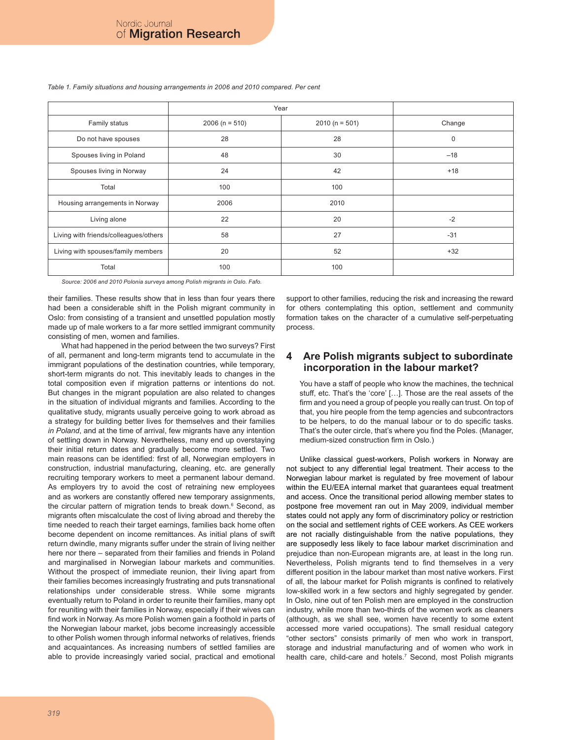*Table 1. Family situations and housing arrangements in 2006 and 2010 compared. Per cent*

| | Year | | |
|---|---|---|---|
| Family status | 2006 (n = 510) | 2010 (n = 501) | Change |
| Do not have spouses | 28 | 28 | 0 |
| Spouses living in Poland | 48 | 30 | –18 |
| Spouses living in Norway | 24 | 42 | +18 |
| Total | 100 | 100 | |
| Housing arrangements in Norway | 2006 | 2010 | |
| Living alone | 22 | 20 | -2 |
| Living with friends/colleagues/others | 58 | 27 | -31 |
| Living with spouses/family members | 20 | 52 | +32 |
| Total | 100 | 100 | |

*Source: 2006 and 2010 Polonia surveys among Polish migrants in Oslo. Fafo.*

their families. These results show that in less than four years there had been a considerable shift in the Polish migrant community in Oslo: from consisting of a transient and unsettled population mostly made up of male workers to a far more settled immigrant community consisting of men, women and families.

What had happened in the period between the two surveys? First of all, permanent and long-term migrants tend to accumulate in the immigrant populations of the destination countries, while temporary, short-term migrants do not. This inevitably leads to changes in the total composition even if migration patterns or intentions do not. But changes in the migrant population are also related to changes in the situation of individual migrants and families. According to the qualitative study, migrants usually perceive going to work abroad as a strategy for building better lives for themselves and their families *in Poland*, and at the time of arrival, few migrants have any intention of settling down in Norway. Nevertheless, many end up overstaying their initial return dates and gradually become more settled. Two main reasons can be identified: first of all, Norwegian employers in construction, industrial manufacturing, cleaning, etc. are generally recruiting temporary workers to meet a permanent labour demand. As employers try to avoid the cost of retraining new employees and as workers are constantly offered new temporary assignments, the circular pattern of migration tends to break down.[6] Second, as migrants often miscalculate the cost of living abroad and thereby the time needed to reach their target earnings, families back home often become dependent on income remittances. As initial plans of swift return dwindle, many migrants suffer under the strain of living neither here nor there – separated from their families and friends in Poland and marginalised in Norwegian labour markets and communities. Without the prospect of immediate reunion, their living apart from their families becomes increasingly frustrating and puts transnational relationships under considerable stress. While some migrants eventually return to Poland in order to reunite their families, many opt for reuniting with their families in Norway, especially if their wives can find work in Norway. As more Polish women gain a foothold in parts of the Norwegian labour market, jobs become increasingly accessible to other Polish women through informal networks of relatives, friends and acquaintances. As increasing numbers of settled families are able to provide increasingly varied social, practical and emotional support to other families, reducing the risk and increasing the reward for others contemplating this option, settlement and community formation takes on the character of a cumulative self-perpetuating process.

## 4 Are Polish migrants subject to subordinate incorporation in the labour market?

> You have a staff of people who know the machines, the technical stuff, etc. That's the 'core' […]. Those are the real assets of the firm and you need a group of people you really can trust. On top of that, you hire people from the temp agencies and subcontractors to be helpers, to do the manual labour or to do specific tasks. That's the outer circle, that's where you find the Poles. (Manager, medium-sized construction firm in Oslo.)

Unlike classical guest-workers, Polish workers in Norway are not subject to any differential legal treatment. Their access to the Norwegian labour market is regulated by free movement of labour within the EU/EEA internal market that guarantees equal treatment and access. Once the transitional period allowing member states to postpone free movement ran out in May 2009, individual member states could not apply any form of discriminatory policy or restriction on the social and settlement rights of CEE workers. As CEE workers are not racially distinguishable from the native populations, they are supposedly less likely to face labour market discrimination and prejudice than non-European migrants are, at least in the long run. Nevertheless, Polish migrants tend to find themselves in a very different position in the labour market than most native workers. First of all, the labour market for Polish migrants is confined to relatively low-skilled work in a few sectors and highly segregated by gender. In Oslo, nine out of ten Polish men are employed in the construction industry, while more than two-thirds of the women work as cleaners (although, as we shall see, women have recently to some extent accessed more varied occupations). The small residual category "other sectors" consists primarily of men who work in transport, storage and industrial manufacturing and of women who work in health care, child-care and hotels.[7] Second, most Polish migrants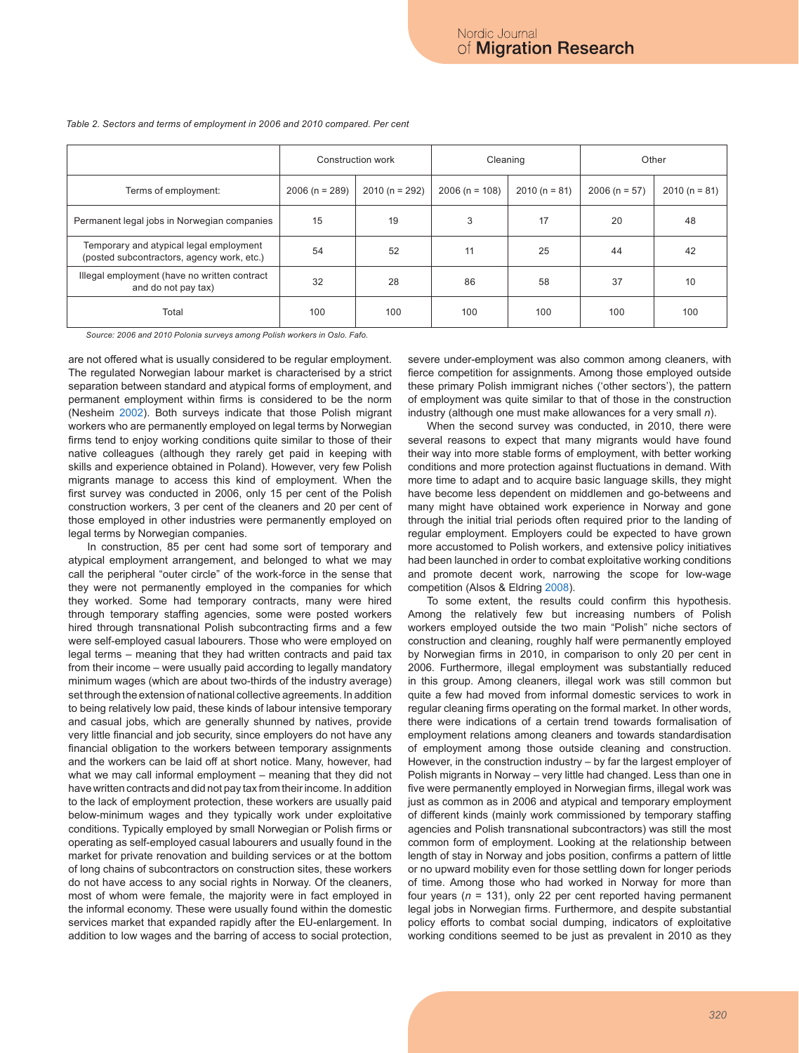*Table 2. Sectors and terms of employment in 2006 and 2010 compared. Per cent*

| | Construction work | | Cleaning | | Other | |
|---|---|---|---|---|---|---|
| Terms of employment: | 2006 (n = 289) | 2010 (n = 292) | 2006 (n = 108) | 2010 (n = 81) | 2006 (n = 57) | 2010 (n = 81) |
| Permanent legal jobs in Norwegian companies | 15 | 19 | 3 | 17 | 20 | 48 |
| Temporary and atypical legal employment (posted subcontractors, agency work, etc.) | 54 | 52 | 11 | 25 | 44 | 42 |
| Illegal employment (have no written contract and do not pay tax) | 32 | 28 | 86 | 58 | 37 | 10 |
| Total | 100 | 100 | 100 | 100 | 100 | 100 |

*Source: 2006 and 2010 Polonia surveys among Polish workers in Oslo. Fafo.*

are not offered what is usually considered to be regular employment. The regulated Norwegian labour market is characterised by a strict separation between standard and atypical forms of employment, and permanent employment within firms is considered to be the norm (Nesheim 2002). Both surveys indicate that those Polish migrant workers who are permanently employed on legal terms by Norwegian firms tend to enjoy working conditions quite similar to those of their native colleagues (although they rarely get paid in keeping with skills and experience obtained in Poland). However, very few Polish migrants manage to access this kind of employment. When the first survey was conducted in 2006, only 15 per cent of the Polish construction workers, 3 per cent of the cleaners and 20 per cent of those employed in other industries were permanently employed on legal terms by Norwegian companies.

In construction, 85 per cent had some sort of temporary and atypical employment arrangement, and belonged to what we may call the peripheral "outer circle" of the work-force in the sense that they were not permanently employed in the companies for which they worked. Some had temporary contracts, many were hired through temporary staffing agencies, some were posted workers hired through transnational Polish subcontracting firms and a few were self-employed casual labourers. Those who were employed on legal terms – meaning that they had written contracts and paid tax from their income – were usually paid according to legally mandatory minimum wages (which are about two-thirds of the industry average) set through the extension of national collective agreements. In addition to being relatively low paid, these kinds of labour intensive temporary and casual jobs, which are generally shunned by natives, provide very little financial and job security, since employers do not have any financial obligation to the workers between temporary assignments and the workers can be laid off at short notice. Many, however, had what we may call informal employment – meaning that they did not have written contracts and did not pay tax from their income. In addition to the lack of employment protection, these workers are usually paid below-minimum wages and they typically work under exploitative conditions. Typically employed by small Norwegian or Polish firms or operating as self-employed casual labourers and usually found in the market for private renovation and building services or at the bottom of long chains of subcontractors on construction sites, these workers do not have access to any social rights in Norway. Of the cleaners, most of whom were female, the majority were in fact employed in the informal economy. These were usually found within the domestic services market that expanded rapidly after the EU-enlargement. In addition to low wages and the barring of access to social protection, severe under-employment was also common among cleaners, with fierce competition for assignments. Among those employed outside these primary Polish immigrant niches ('other sectors'), the pattern of employment was quite similar to that of those in the construction industry (although one must make allowances for a very small $n$).

When the second survey was conducted, in 2010, there were several reasons to expect that many migrants would have found their way into more stable forms of employment, with better working conditions and more protection against fluctuations in demand. With more time to adapt and to acquire basic language skills, they might have become less dependent on middlemen and go-betweens and many might have obtained work experience in Norway and gone through the initial trial periods often required prior to the landing of regular employment. Employers could be expected to have grown more accustomed to Polish workers, and extensive policy initiatives had been launched in order to combat exploitative working conditions and promote decent work, narrowing the scope for low-wage competition (Alsos & Eldring 2008).

To some extent, the results could confirm this hypothesis. Among the relatively few but increasing numbers of Polish workers employed outside the two main "Polish" niche sectors of construction and cleaning, roughly half were permanently employed by Norwegian firms in 2010, in comparison to only 20 per cent in 2006. Furthermore, illegal employment was substantially reduced in this group. Among cleaners, illegal work was still common but quite a few had moved from informal domestic services to work in regular cleaning firms operating on the formal market. In other words, there were indications of a certain trend towards formalisation of employment relations among cleaners and towards standardisation of employment among those outside cleaning and construction. However, in the construction industry – by far the largest employer of Polish migrants in Norway – very little had changed. Less than one in five were permanently employed in Norwegian firms, illegal work was just as common as in 2006 and atypical and temporary employment of different kinds (mainly work commissioned by temporary staffing agencies and Polish transnational subcontractors) was still the most common form of employment. Looking at the relationship between length of stay in Norway and jobs position, confirms a pattern of little or no upward mobility even for those settling down for longer periods of time. Among those who had worked in Norway for more than four years ($n$ = 131), only 22 per cent reported having permanent legal jobs in Norwegian firms. Furthermore, and despite substantial policy efforts to combat social dumping, indicators of exploitative working conditions seemed to be just as prevalent in 2010 as they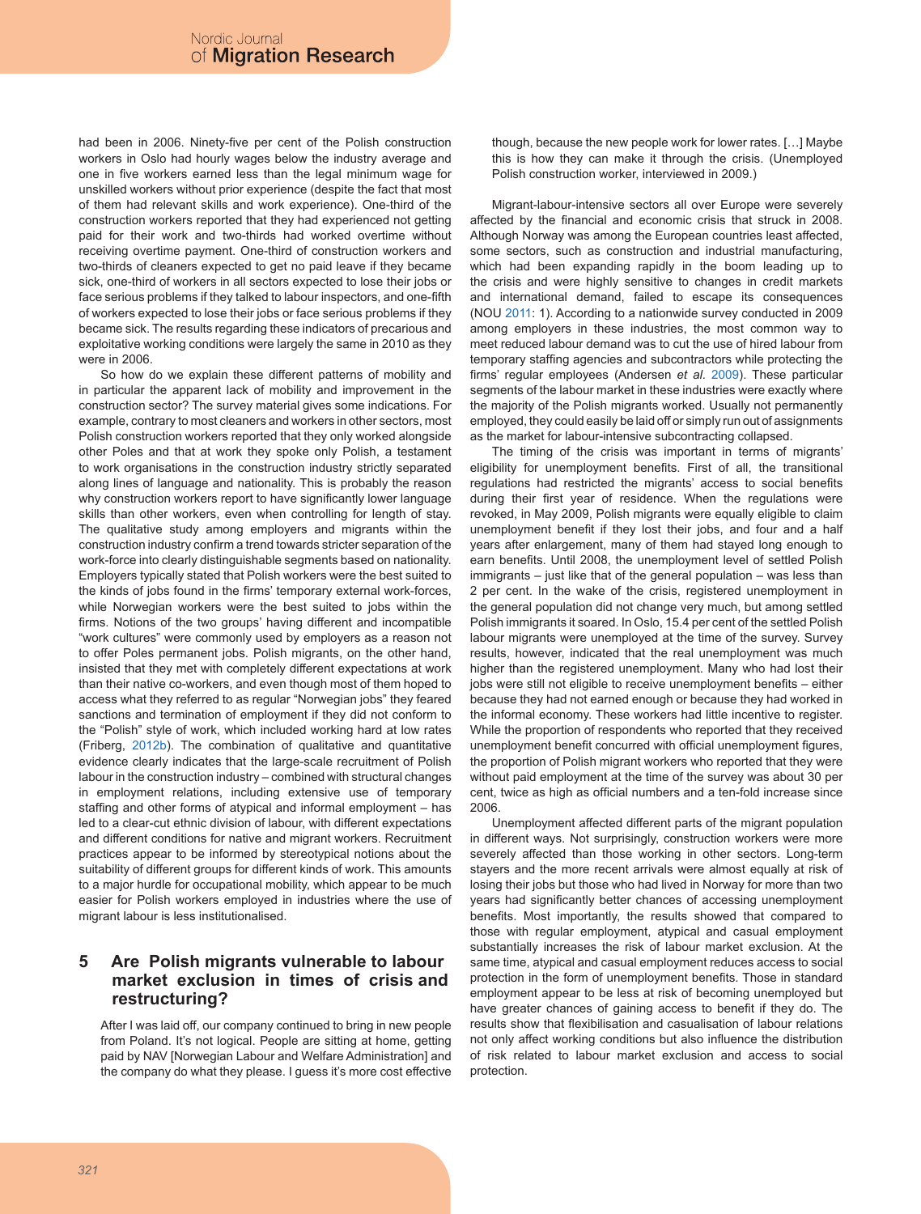had been in 2006. Ninety-five per cent of the Polish construction workers in Oslo had hourly wages below the industry average and one in five workers earned less than the legal minimum wage for unskilled workers without prior experience (despite the fact that most of them had relevant skills and work experience). One-third of the construction workers reported that they had experienced not getting paid for their work and two-thirds had worked overtime without receiving overtime payment. One-third of construction workers and two-thirds of cleaners expected to get no paid leave if they became sick, one-third of workers in all sectors expected to lose their jobs or face serious problems if they talked to labour inspectors, and one-fifth of workers expected to lose their jobs or face serious problems if they became sick. The results regarding these indicators of precarious and exploitative working conditions were largely the same in 2010 as they were in 2006.

So how do we explain these different patterns of mobility and in particular the apparent lack of mobility and improvement in the construction sector? The survey material gives some indications. For example, contrary to most cleaners and workers in other sectors, most Polish construction workers reported that they only worked alongside other Poles and that at work they spoke only Polish, a testament to work organisations in the construction industry strictly separated along lines of language and nationality. This is probably the reason why construction workers report to have significantly lower language skills than other workers, even when controlling for length of stay. The qualitative study among employers and migrants within the construction industry confirm a trend towards stricter separation of the work-force into clearly distinguishable segments based on nationality. Employers typically stated that Polish workers were the best suited to the kinds of jobs found in the firms' temporary external work-forces, while Norwegian workers were the best suited to jobs within the firms. Notions of the two groups' having different and incompatible "work cultures" were commonly used by employers as a reason not to offer Poles permanent jobs. Polish migrants, on the other hand, insisted that they met with completely different expectations at work than their native co-workers, and even though most of them hoped to access what they referred to as regular "Norwegian jobs" they feared sanctions and termination of employment if they did not conform to the "Polish" style of work, which included working hard at low rates (Friberg, 2012b). The combination of qualitative and quantitative evidence clearly indicates that the large-scale recruitment of Polish labour in the construction industry – combined with structural changes in employment relations, including extensive use of temporary staffing and other forms of atypical and informal employment – has led to a clear-cut ethnic division of labour, with different expectations and different conditions for native and migrant workers. Recruitment practices appear to be informed by stereotypical notions about the suitability of different groups for different kinds of work. This amounts to a major hurdle for occupational mobility, which appear to be much easier for Polish workers employed in industries where the use of migrant labour is less institutionalised.

## 5 Are Polish migrants vulnerable to labour market exclusion in times of crisis and restructuring?

> After I was laid off, our company continued to bring in new people from Poland. It's not logical. People are sitting at home, getting paid by NAV [Norwegian Labour and Welfare Administration] and the company do what they please. I guess it's more cost effective though, because the new people work for lower rates. […] Maybe this is how they can make it through the crisis. (Unemployed Polish construction worker, interviewed in 2009.)

Migrant-labour-intensive sectors all over Europe were severely affected by the financial and economic crisis that struck in 2008. Although Norway was among the European countries least affected, some sectors, such as construction and industrial manufacturing, which had been expanding rapidly in the boom leading up to the crisis and were highly sensitive to changes in credit markets and international demand, failed to escape its consequences (NOU 2011: 1). According to a nationwide survey conducted in 2009 among employers in these industries, the most common way to meet reduced labour demand was to cut the use of hired labour from temporary staffing agencies and subcontractors while protecting the firms' regular employees (Andersen *et al.* 2009). These particular segments of the labour market in these industries were exactly where the majority of the Polish migrants worked. Usually not permanently employed, they could easily be laid off or simply run out of assignments as the market for labour-intensive subcontracting collapsed.

The timing of the crisis was important in terms of migrants' eligibility for unemployment benefits. First of all, the transitional regulations had restricted the migrants' access to social benefits during their first year of residence. When the regulations were revoked, in May 2009, Polish migrants were equally eligible to claim unemployment benefit if they lost their jobs, and four and a half years after enlargement, many of them had stayed long enough to earn benefits. Until 2008, the unemployment level of settled Polish immigrants – just like that of the general population – was less than 2 per cent. In the wake of the crisis, registered unemployment in the general population did not change very much, but among settled Polish immigrants it soared. In Oslo, 15.4 per cent of the settled Polish labour migrants were unemployed at the time of the survey. Survey results, however, indicated that the real unemployment was much higher than the registered unemployment. Many who had lost their jobs were still not eligible to receive unemployment benefits – either because they had not earned enough or because they had worked in the informal economy. These workers had little incentive to register. While the proportion of respondents who reported that they received unemployment benefit concurred with official unemployment figures, the proportion of Polish migrant workers who reported that they were without paid employment at the time of the survey was about 30 per cent, twice as high as official numbers and a ten-fold increase since 2006.

Unemployment affected different parts of the migrant population in different ways. Not surprisingly, construction workers were more severely affected than those working in other sectors. Long-term stayers and the more recent arrivals were almost equally at risk of losing their jobs but those who had lived in Norway for more than two years had significantly better chances of accessing unemployment benefits. Most importantly, the results showed that compared to those with regular employment, atypical and casual employment substantially increases the risk of labour market exclusion. At the same time, atypical and casual employment reduces access to social protection in the form of unemployment benefits. Those in standard employment appear to be less at risk of becoming unemployed but have greater chances of gaining access to benefit if they do. The results show that flexibilisation and casualisation of labour relations not only affect working conditions but also influence the distribution of risk related to labour market exclusion and access to social protection.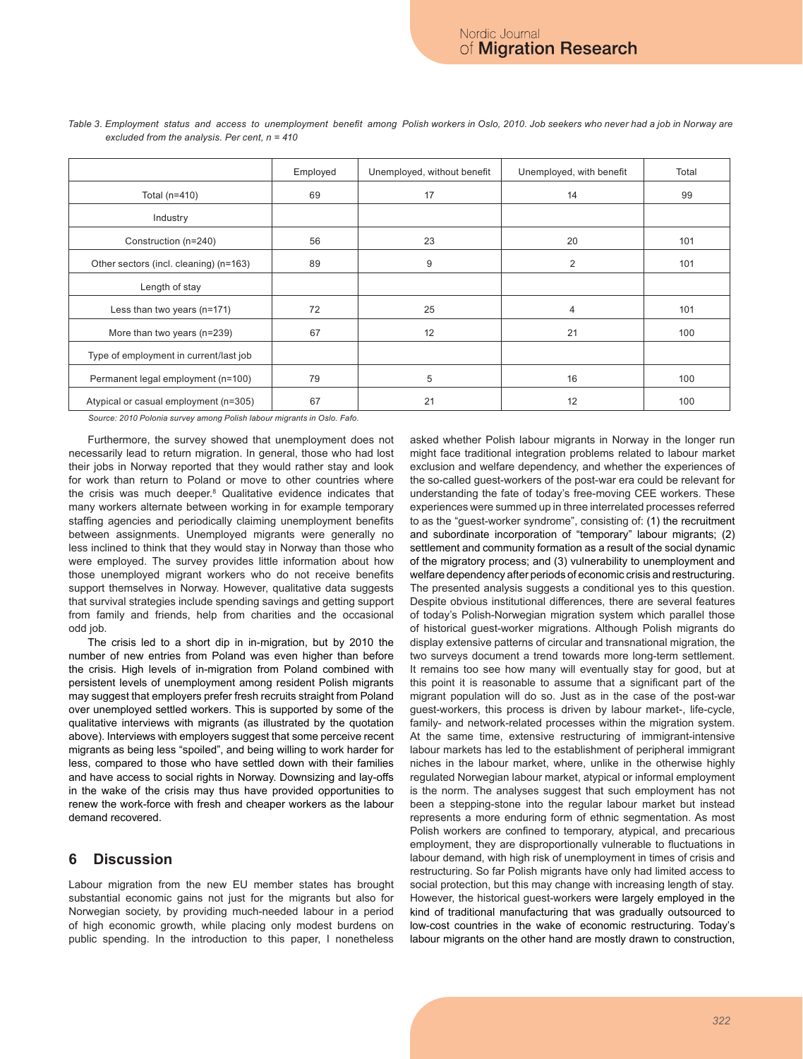*Table 3. Employment status and access to unemployment benefit among Polish workers in Oslo, 2010. Job seekers who never had a job in Norway are excluded from the analysis. Per cent, n = 410*

| | Employed | Unemployed, without benefit | Unemployed, with benefit | Total |
|---|---|---|---|---|
| Total (n=410) | 69 | 17 | 14 | 99 |
| Industry | | | | |
| Construction (n=240) | 56 | 23 | 20 | 101 |
| Other sectors (incl. cleaning) (n=163) | 89 | 9 | 2 | 101 |
| Length of stay | | | | |
| Less than two years (n=171) | 72 | 25 | 4 | 101 |
| More than two years (n=239) | 67 | 12 | 21 | 100 |
| Type of employment in current/last job | | | | |
| Permanent legal employment (n=100) | 79 | 5 | 16 | 100 |
| Atypical or casual employment (n=305) | 67 | 21 | 12 | 100 |

*Source: 2010 Polonia survey among Polish labour migrants in Oslo. Fafo.*

Furthermore, the survey showed that unemployment does not necessarily lead to return migration. In general, those who had lost their jobs in Norway reported that they would rather stay and look for work than return to Poland or move to other countries where the crisis was much deeper.[8] Qualitative evidence indicates that many workers alternate between working in for example temporary staffing agencies and periodically claiming unemployment benefits between assignments. Unemployed migrants were generally no less inclined to think that they would stay in Norway than those who were employed. The survey provides little information about how those unemployed migrant workers who do not receive benefits support themselves in Norway. However, qualitative data suggests that survival strategies include spending savings and getting support from family and friends, help from charities and the occasional odd job.

The crisis led to a short dip in in-migration, but by 2010 the number of new entries from Poland was even higher than before the crisis. High levels of in-migration from Poland combined with persistent levels of unemployment among resident Polish migrants may suggest that employers prefer fresh recruits straight from Poland over unemployed settled workers. This is supported by some of the qualitative interviews with migrants (as illustrated by the quotation above). Interviews with employers suggest that some perceive recent migrants as being less "spoiled", and being willing to work harder for less, compared to those who have settled down with their families and have access to social rights in Norway. Downsizing and lay-offs in the wake of the crisis may thus have provided opportunities to renew the work-force with fresh and cheaper workers as the labour demand recovered.

## 6 Discussion

Labour migration from the new EU member states has brought substantial economic gains not just for the migrants but also for Norwegian society, by providing much-needed labour in a period of high economic growth, while placing only modest burdens on public spending. In the introduction to this paper, I nonetheless asked whether Polish labour migrants in Norway in the longer run might face traditional integration problems related to labour market exclusion and welfare dependency, and whether the experiences of the so-called guest-workers of the post-war era could be relevant for understanding the fate of today's free-moving CEE workers. These experiences were summed up in three interrelated processes referred to as the "guest-worker syndrome", consisting of: (1) the recruitment and subordinate incorporation of "temporary" labour migrants; (2) settlement and community formation as a result of the social dynamic of the migratory process; and (3) vulnerability to unemployment and welfare dependency after periods of economic crisis and restructuring. The presented analysis suggests a conditional yes to this question. Despite obvious institutional differences, there are several features of today's Polish-Norwegian migration system which parallel those of historical guest-worker migrations. Although Polish migrants do display extensive patterns of circular and transnational migration, the two surveys document a trend towards more long-term settlement. It remains too see how many will eventually stay for good, but at this point it is reasonable to assume that a significant part of the migrant population will do so. Just as in the case of the post-war guest-workers, this process is driven by labour market-, life-cycle, family- and network-related processes within the migration system. At the same time, extensive restructuring of immigrant-intensive labour markets has led to the establishment of peripheral immigrant niches in the labour market, where, unlike in the otherwise highly regulated Norwegian labour market, atypical or informal employment is the norm. The analyses suggest that such employment has not been a stepping-stone into the regular labour market but instead represents a more enduring form of ethnic segmentation. As most Polish workers are confined to temporary, atypical, and precarious employment, they are disproportionally vulnerable to fluctuations in labour demand, with high risk of unemployment in times of crisis and restructuring. So far Polish migrants have only had limited access to social protection, but this may change with increasing length of stay. However, the historical guest-workers were largely employed in the kind of traditional manufacturing that was gradually outsourced to low-cost countries in the wake of economic restructuring. Today's labour migrants on the other hand are mostly drawn to construction,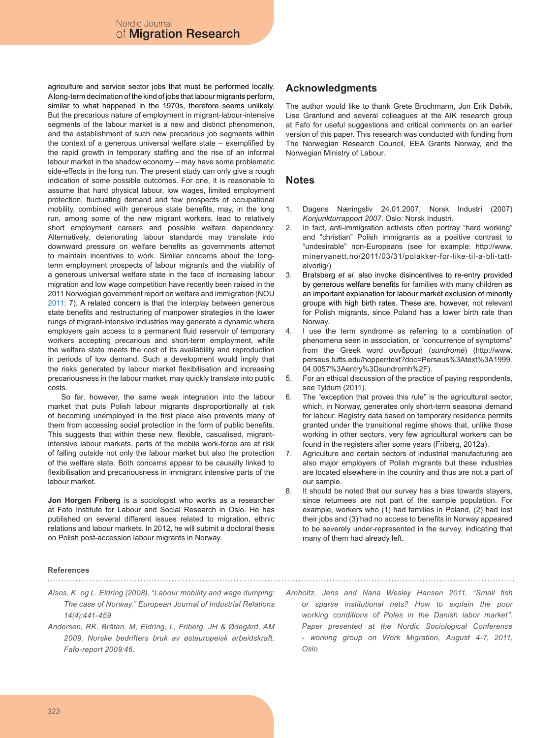agriculture and service sector jobs that must be performed locally. A long-term decimation of the kind of jobs that labour migrants perform, similar to what happened in the 1970s, therefore seems unlikely. But the precarious nature of employment in migrant-labour-intensive segments of the labour market is a new and distinct phenomenon, and the establishment of such new precarious job segments within the context of a generous universal welfare state – exemplified by the rapid growth in temporary staffing and the rise of an informal labour market in the shadow economy – may have some problematic side-effects in the long run. The present study can only give a rough indication of some possible outcomes. For one, it is reasonable to assume that hard physical labour, low wages, limited employment protection, fluctuating demand and few prospects of occupational mobility, combined with generous state benefits, may, in the long run, among some of the new migrant workers, lead to relatively short employment careers and possible welfare dependency. Alternatively, deteriorating labour standards may translate into downward pressure on welfare benefits as governments attempt to maintain incentives to work. Similar concerns about the long-term employment prospects of labour migrants and the viability of a generous universal welfare state in the face of increasing labour migration and low wage competition have recently been raised in the 2011 Norwegian government report on welfare and immigration (NOU 2011: 7). A related concern is that the interplay between generous state benefits and restructuring of manpower strategies in the lower rungs of migrant-intensive industries may generate a dynamic where employers gain access to a permanent fluid reservoir of temporary workers accepting precarious and short-term employment, while the welfare state meets the cost of its availability and reproduction in periods of low demand. Such a development would imply that the risks generated by labour market flexibilisation and increasing precariousness in the labour market, may quickly translate into public costs.

So far, however, the same weak integration into the labour market that puts Polish labour migrants disproportionally at risk of becoming unemployed in the first place also prevents many of them from accessing social protection in the form of public benefits. This suggests that within these new, flexible, casualised, migrant-intensive labour markets, parts of the mobile work-force are at risk of falling outside not only the labour market but also the protection of the welfare state. Both concerns appear to be causally linked to flexibilisation and precariousness in immigrant intensive parts of the labour market.

**Jon Horgen Friberg** is a sociologist who works as a researcher at Fafo Institute for Labour and Social Research in Oslo. He has published on several different issues related to migration, ethnic relations and labour markets. In 2012, he will submit a doctoral thesis on Polish post-accession labour migrants in Norway.

## Acknowledgments

The author would like to thank Grete Brochmann, Jon Erik Dølvik, Lise Granlund and several colleagues at the AIK research group at Fafo for useful suggestions and critical comments on an earlier version of this paper. This research was conducted with funding from The Norwegian Research Council, EEA Grants Norway, and the Norwegian Ministry of Labour.

## Notes

1. Dagens Næringsliv 24.01.2007, Norsk Industri (2007) *Konjunkturrapport 2007*. Oslo: Norsk Industri.
2. In fact, anti-immigration activists often portray "hard working" and "christian" Polish immigrants as a positive contrast to "undesirable" non-Europeans (see for example: http://www.minervanett.no/2011/03/31/polakker-for-like-til-a-bli-tatt-alvorlig/)
3. Bratsberg *et al.* also invoke disincentives to re-entry provided by generous welfare benefits for families with many children as an important explanation for labour market exclusion of minority groups with high birth rates. These are, however, not relevant for Polish migrants, since Poland has a lower birth rate than Norway.
4. I use the term syndrome as referring to a combination of phenomena seen in association, or "concurrence of symptoms" from the Greek word συνδρομή (*sundromē*) (http://www.perseus.tufts.edu/hopper/text?doc=Perseus%3Atext%3A1999.04.0057%3Aentry%3Dsundromh%2F).
5. For an ethical discussion of the practice of paying respondents, see Tyldum (2011).
6. The "exception that proves this rule" is the agricultural sector, which, in Norway, generates only short-term seasonal demand for labour. Registry data based on temporary residence permits granted under the transitional regime shows that, unlike those working in other sectors, very few agricultural workers can be found in the registers after some years (Friberg, 2012a).
7. Agriculture and certain sectors of industrial manufacturing are also major employers of Polish migrants but these industries are located elsewhere in the country and thus are not a part of our sample.
8. It should be noted that our survey has a bias towards stayers, since returnees are not part of the sample population. For example, workers who (1) had families in Poland, (2) had lost their jobs and (3) had no access to benefits in Norway appeared to be severely under-represented in the survey, indicating that many of them had already left.

### References

*Alsos, K. og L. Eldring (2008), "Labour mobility and wage dumping: The case of Norway." European Journal of Industrial Relations 14(4):441-459*

*Andersen, RK, Bråten, M, Eldring, L, Friberg, JH & Ødegård, AM 2009, Norske bedrifters bruk av østeuropeisk arbeidskraft. Fafo-report 2009:46.*

*Arnholtz, Jens and Nana Wesley Hansen 2011, "Small fish or sparse institutional nets? How to explain the poor working conditions of Poles in the Danish labor market". Paper presented at the Nordic Sociological Conference - working group on Work Migration, August 4-7, 2011, Oslo*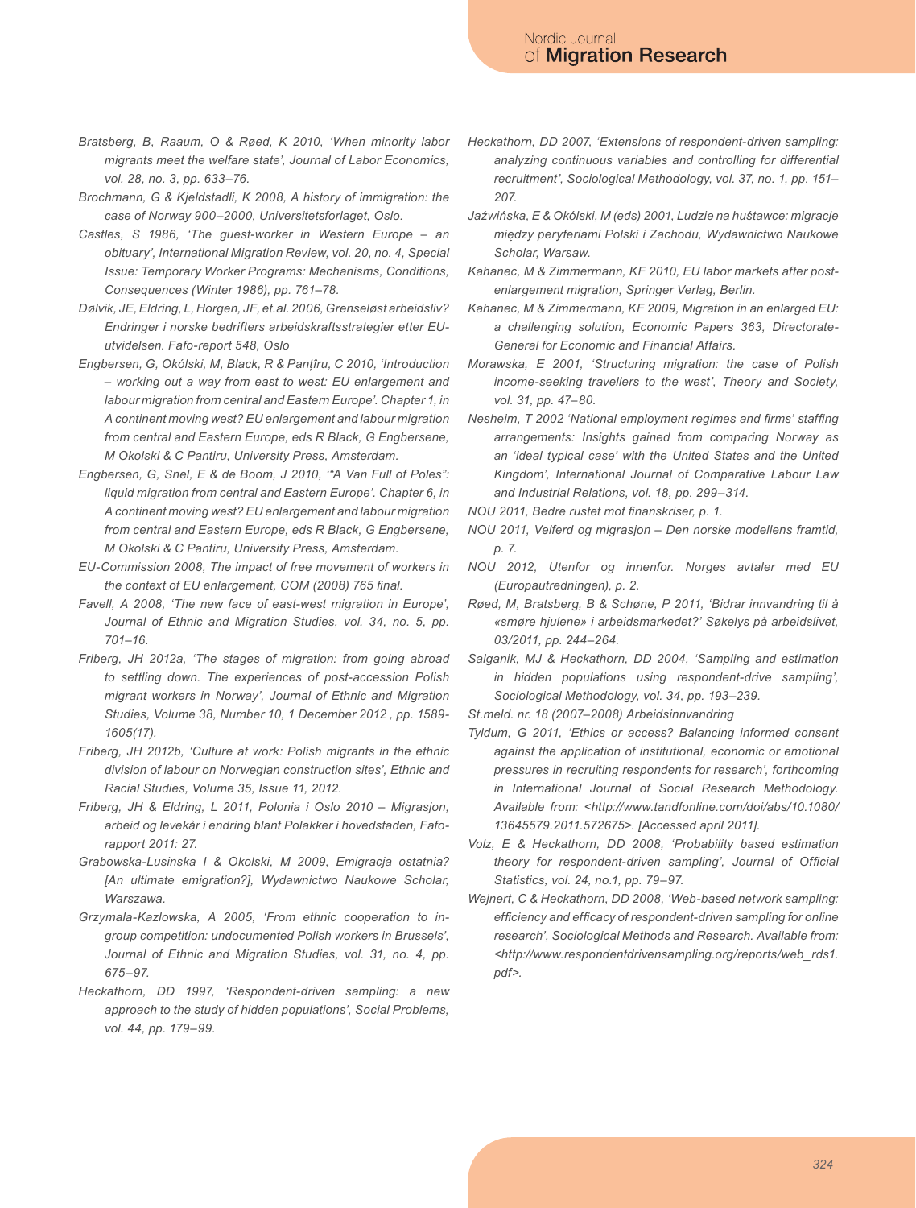*Bratsberg, B, Raaum, O & Røed, K 2010, 'When minority labor migrants meet the welfare state', Journal of Labor Economics, vol. 28, no. 3, pp. 633–76.*

*Brochmann, G & Kjeldstadli, K 2008, A history of immigration: the case of Norway 900–2000, Universitetsforlaget, Oslo.*

*Castles, S 1986, 'The guest-worker in Western Europe – an obituary', International Migration Review, vol. 20, no. 4, Special Issue: Temporary Worker Programs: Mechanisms, Conditions, Consequences (Winter 1986), pp. 761–78.*

*Dølvik, JE, Eldring, L, Horgen, JF, et.al. 2006, Grenseløst arbeidsliv? Endringer i norske bedrifters arbeidskraftsstrategier etter EU-utvidelsen. Fafo-report 548, Oslo*

*Engbersen, G, Okólski, M, Black, R & Panțîru, C 2010, 'Introduction – working out a way from east to west: EU enlargement and labour migration from central and Eastern Europe'. Chapter 1, in A continent moving west? EU enlargement and labour migration from central and Eastern Europe, eds R Black, G Engbersene, M Okolski & C Pantiru, University Press, Amsterdam.*

*Engbersen, G, Snel, E & de Boom, J 2010, '"A Van Full of Poles": liquid migration from central and Eastern Europe'. Chapter 6, in A continent moving west? EU enlargement and labour migration from central and Eastern Europe, eds R Black, G Engbersene, M Okolski & C Pantiru, University Press, Amsterdam.*

*EU-Commission 2008, The impact of free movement of workers in the context of EU enlargement, COM (2008) 765 final.*

*Favell, A 2008, 'The new face of east-west migration in Europe', Journal of Ethnic and Migration Studies, vol. 34, no. 5, pp. 701–16.*

*Friberg, JH 2012a, 'The stages of migration: from going abroad to settling down. The experiences of post-accession Polish migrant workers in Norway', Journal of Ethnic and Migration Studies, Volume 38, Number 10, 1 December 2012 , pp. 1589-1605(17).*

*Friberg, JH 2012b, 'Culture at work: Polish migrants in the ethnic division of labour on Norwegian construction sites', Ethnic and Racial Studies, Volume 35, Issue 11, 2012.*

*Friberg, JH & Eldring, L 2011, Polonia i Oslo 2010 – Migrasjon, arbeid og levekår i endring blant Polakker i hovedstaden, Fafo-rapport 2011: 27.*

*Grabowska-Lusinska I & Okolski, M 2009, Emigracja ostatnia? [An ultimate emigration?], Wydawnictwo Naukowe Scholar, Warszawa.*

*Grzymala-Kazlowska, A 2005, 'From ethnic cooperation to in-group competition: undocumented Polish workers in Brussels', Journal of Ethnic and Migration Studies, vol. 31, no. 4, pp. 675–97.*

*Heckathorn, DD 1997, 'Respondent-driven sampling: a new approach to the study of hidden populations', Social Problems, vol. 44, pp. 179–99.*

*Heckathorn, DD 2007, 'Extensions of respondent-driven sampling: analyzing continuous variables and controlling for differential recruitment', Sociological Methodology, vol. 37, no. 1, pp. 151–207.*

*Jaźwińska, E & Okólski, M (eds) 2001, Ludzie na huśtawce: migracje między peryferiami Polski i Zachodu, Wydawnictwo Naukowe Scholar, Warsaw.*

*Kahanec, M & Zimmermann, KF 2010, EU labor markets after post-enlargement migration, Springer Verlag, Berlin.*

*Kahanec, M & Zimmermann, KF 2009, Migration in an enlarged EU: a challenging solution, Economic Papers 363, Directorate-General for Economic and Financial Affairs.*

*Morawska, E 2001, 'Structuring migration: the case of Polish income-seeking travellers to the west', Theory and Society, vol. 31, pp. 47–80.*

*Nesheim, T 2002 'National employment regimes and firms' staffing arrangements: Insights gained from comparing Norway as an 'ideal typical case' with the United States and the United Kingdom', International Journal of Comparative Labour Law and Industrial Relations, vol. 18, pp. 299–314.*

*NOU 2011, Bedre rustet mot finanskriser, p. 1.*

*NOU 2011, Velferd og migrasjon – Den norske modellens framtid, p. 7.*

*NOU 2012, Utenfor og innenfor. Norges avtaler med EU (Europautredningen), p. 2.*

*Røed, M, Bratsberg, B & Schøne, P 2011, 'Bidrar innvandring til å «smøre hjulene» i arbeidsmarkedet?' Søkelys på arbeidslivet, 03/2011, pp. 244–264.*

*Salganik, MJ & Heckathorn, DD 2004, 'Sampling and estimation in hidden populations using respondent-drive sampling', Sociological Methodology, vol. 34, pp. 193–239.*

*St.meld. nr. 18 (2007–2008) Arbeidsinnvandring*

*Tyldum, G 2011, 'Ethics or access? Balancing informed consent against the application of institutional, economic or emotional pressures in recruiting respondents for research', forthcoming in International Journal of Social Research Methodology. Available from: <http://www.tandfonline.com/doi/abs/10.1080/13645579.2011.572675>. [Accessed april 2011].*

*Volz, E & Heckathorn, DD 2008, 'Probability based estimation theory for respondent-driven sampling', Journal of Official Statistics, vol. 24, no.1, pp. 79–97.*

*Wejnert, C & Heckathorn, DD 2008, 'Web-based network sampling: efficiency and efficacy of respondent-driven sampling for online research', Sociological Methods and Research. Available from: <http://www.respondentdrivensampling.org/reports/web_rds1.pdf>.*